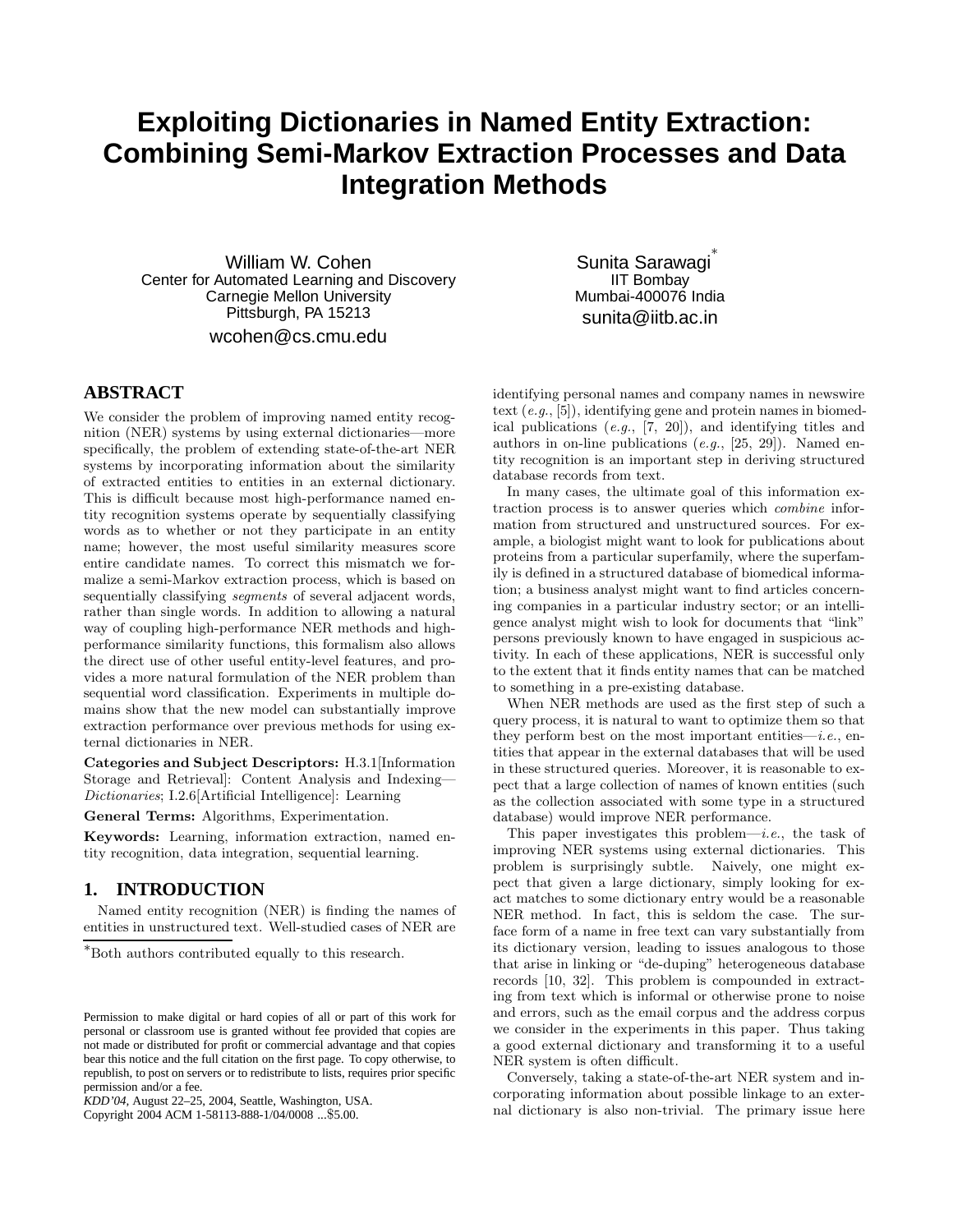# Exploiting Dictionaries in Named Entity Extraction: Combining Semi-Markov Extraction Processes and Data Integration Methods

William W. Cohen
Center for Automated Learning and Discovery
Carnegie Mellon University
Pittsburgh, PA 15213
wcohen@cs.cmu.edu

Sunita Sarawagi*
IIT Bombay
Mumbai-400076 India
sunita@iitb.ac.in

## ABSTRACT

We consider the problem of improving named entity recognition (NER) systems by using external dictionaries—more specifically, the problem of extending state-of-the-art NER systems by incorporating information about the similarity of extracted entities to entities in an external dictionary. This is difficult because most high-performance named entity recognition systems operate by sequentially classifying words as to whether or not they participate in an entity name; however, the most useful similarity measures score entire candidate names. To correct this mismatch we formalize a semi-Markov extraction process, which is based on sequentially classifying *segments* of several adjacent words, rather than single words. In addition to allowing a natural way of coupling high-performance NER methods and high-performance similarity functions, this formalism also allows the direct use of other useful entity-level features, and provides a more natural formulation of the NER problem than sequential word classification. Experiments in multiple domains show that the new model can substantially improve extraction performance over previous methods for using external dictionaries in NER.

**Categories and Subject Descriptors:** H.3.1[Information Storage and Retrieval]: Content Analysis and Indexing—*Dictionaries*; I.2.6[Artificial Intelligence]: Learning

**General Terms:** Algorithms, Experimentation.

**Keywords:** Learning, information extraction, named entity recognition, data integration, sequential learning.

## 1. INTRODUCTION

Named entity recognition (NER) is finding the names of entities in unstructured text. Well-studied cases of NER are identifying personal names and company names in newswire text (*e.g.*, [5]), identifying gene and protein names in biomedical publications (*e.g.*, [7, 20]), and identifying titles and authors in on-line publications (*e.g.*, [25, 29]). Named entity recognition is an important step in deriving structured database records from text.

In many cases, the ultimate goal of this information extraction process is to answer queries which *combine* information from structured and unstructured sources. For example, a biologist might want to look for publications about proteins from a particular superfamily, where the superfamily is defined in a structured database of biomedical information; a business analyst might want to find articles concerning companies in a particular industry sector; or an intelligence analyst might wish to look for documents that "link" persons previously known to have engaged in suspicious activity. In each of these applications, NER is successful only to the extent that it finds entity names that can be matched to something in a pre-existing database.

When NER methods are used as the first step of such a query process, it is natural to want to optimize them so that they perform best on the most important entities—*i.e.*, entities that appear in the external databases that will be used in these structured queries. Moreover, it is reasonable to expect that a large collection of names of known entities (such as the collection associated with some type in a structured database) would improve NER performance.

This paper investigates this problem—*i.e.*, the task of improving NER systems using external dictionaries. This problem is surprisingly subtle. Naively, one might expect that given a large dictionary, simply looking for exact matches to some dictionary entry would be a reasonable NER method. In fact, this is seldom the case. The surface form of a name in free text can vary substantially from its dictionary version, leading to issues analogous to those that arise in linking or "de-duping" heterogeneous database records [10, 32]. This problem is compounded in extracting from text which is informal or otherwise prone to noise and errors, such as the email corpus and the address corpus we consider in the experiments in this paper. Thus taking a good external dictionary and transforming it to a useful NER system is often difficult.

Conversely, taking a state-of-the-art NER system and incorporating information about possible linkage to an external dictionary is also non-trivial. The primary issue here

*Both authors contributed equally to this research.

Permission to make digital or hard copies of all or part of this work for personal or classroom use is granted without fee provided that copies are not made or distributed for profit or commercial advantage and that copies bear this notice and the full citation on the first page. To copy otherwise, to republish, to post on servers or to redistribute to lists, requires prior specific permission and/or a fee.
*KDD'04*, August 22–25, 2004, Seattle, Washington, USA.
Copyright 2004 ACM 1-58113-888-1/04/0008 ...$5.00.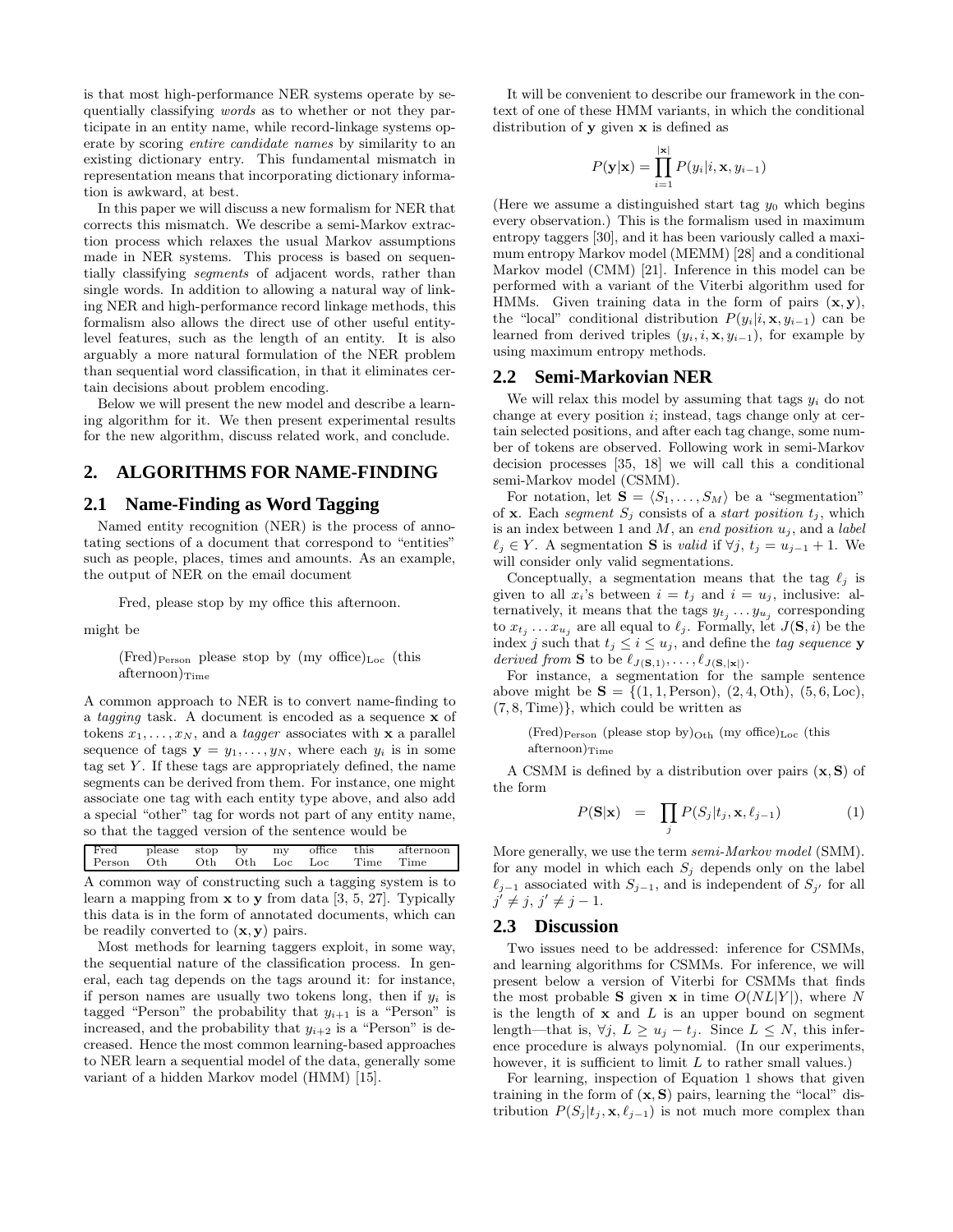is that most high-performance NER systems operate by sequentially classifying *words* as to whether or not they participate in an entity name, while record-linkage systems operate by scoring *entire candidate names* by similarity to an existing dictionary entry. This fundamental mismatch in representation means that incorporating dictionary information is awkward, at best.

In this paper we will discuss a new formalism for NER that corrects this mismatch. We describe a semi-Markov extraction process which relaxes the usual Markov assumptions made in NER systems. This process is based on sequentially classifying *segments* of adjacent words, rather than single words. In addition to allowing a natural way of linking NER and high-performance record linkage methods, this formalism also allows the direct use of other useful entity-level features, such as the length of an entity. It is also arguably a more natural formulation of the NER problem than sequential word classification, in that it eliminates certain decisions about problem encoding.

Below we will present the new model and describe a learning algorithm for it. We then present experimental results for the new algorithm, discuss related work, and conclude.

## 2. ALGORITHMS FOR NAME-FINDING

### 2.1 Name-Finding as Word Tagging

Named entity recognition (NER) is the process of annotating sections of a document that correspond to "entities" such as people, places, times and amounts. As an example, the output of NER on the email document

> Fred, please stop by my office this afternoon.

might be

> $(\text{Fred})_{\text{Person}}$ please stop by $(\text{my office})_{\text{Loc}}$ $(\text{this afternoon})_{\text{Time}}$

A common approach to NER is to convert name-finding to a *tagging* task. A document is encoded as a sequence $\mathbf{x}$ of tokens $x_1, \ldots, x_N$, and a *tagger* associates with $\mathbf{x}$ a parallel sequence of tags $\mathbf{y} = y_1, \ldots, y_N$, where each $y_i$ is in some tag set $Y$. If these tags are appropriately defined, the name segments can be derived from them. For instance, one might associate one tag with each entity type above, and also add a special "other" tag for words not part of any entity name, so that the tagged version of the sentence would be

| Fred | please | stop | by | my | office | this | afternoon |
|---|---|---|---|---|---|---|---|
| Person | Oth | Oth | Oth | Loc | Loc | Time | Time |

A common way of constructing such a tagging system is to learn a mapping from $\mathbf{x}$ to $\mathbf{y}$ from data [3, 5, 27]. Typically this data is in the form of annotated documents, which can be readily converted to $(\mathbf{x}, \mathbf{y})$ pairs.

Most methods for learning taggers exploit, in some way, the sequential nature of the classification process. In general, each tag depends on the tags around it: for instance, if person names are usually two tokens long, then if $y_i$ is tagged "Person" the probability that $y_{i+1}$ is a "Person" is increased, and the probability that $y_{i+2}$ is a "Person" is decreased. Hence the most common learning-based approaches to NER learn a sequential model of the data, generally some variant of a hidden Markov model (HMM) [15].

It will be convenient to describe our framework in the context of one of these HMM variants, in which the conditional distribution of $\mathbf{y}$ given $\mathbf{x}$ is defined as

$$P(\mathbf{y}|\mathbf{x}) = \prod_{i=1}^{|\mathbf{x}|} P(y_i|i, \mathbf{x}, y_{i-1})$$

(Here we assume a distinguished start tag $y_0$ which begins every observation.) This is the formalism used in maximum entropy taggers [30], and it has been variously called a maximum entropy Markov model (MEMM) [28] and a conditional Markov model (CMM) [21]. Inference in this model can be performed with a variant of the Viterbi algorithm used for HMMs. Given training data in the form of pairs $(\mathbf{x}, \mathbf{y})$, the "local" conditional distribution $P(y_i|i, \mathbf{x}, y_{i-1})$ can be learned from derived triples $(y_i, i, \mathbf{x}, y_{i-1})$, for example by using maximum entropy methods.

### 2.2 Semi-Markovian NER

We will relax this model by assuming that tags $y_i$ do not change at every position $i$; instead, tags change only at certain selected positions, and after each tag change, some number of tokens are observed. Following work in semi-Markov decision processes [35, 18] we will call this a conditional semi-Markov model (CSMM).

For notation, let $\mathbf{S} = \langle S_1, \ldots, S_M \rangle$ be a "segmentation" of $\mathbf{x}$. Each *segment* $S_j$ consists of a *start position* $t_j$, which is an index between 1 and $M$, an *end position* $u_j$, and a *label* $\ell_j \in Y$. A segmentation $\mathbf{S}$ is *valid* if $\forall j,\ t_j = u_{j-1} + 1$. We will consider only valid segmentations.

Conceptually, a segmentation means that the tag $\ell_j$ is given to all $x_i$'s between $i = t_j$ and $i = u_j$, inclusive: alternatively, it means that the tags $y_{t_j} \ldots y_{u_j}$ corresponding to $x_{t_j} \ldots x_{u_j}$ are all equal to $\ell_j$. Formally, let $J(\mathbf{S}, i)$ be the index $j$ such that $t_j \le i \le u_j$, and define the *tag sequence* $\mathbf{y}$ *derived from* $\mathbf{S}$ to be $\ell_{J(\mathbf{S},1)}, \ldots, \ell_{J(\mathbf{S},|\mathbf{x}|)}$.

For instance, a segmentation for the sample sentence above might be $\mathbf{S} = \{(1, 1, \text{Person}), (2, 4, \text{Oth}), (5, 6, \text{Loc}), (7, 8, \text{Time})\}$, which could be written as

> $(\text{Fred})_{\text{Person}}$ $(\text{please stop by})_{\text{Oth}}$ $(\text{my office})_{\text{Loc}}$ $(\text{this afternoon})_{\text{Time}}$

A CSMM is defined by a distribution over pairs $(\mathbf{x}, \mathbf{S})$ of the form

$$P(\mathbf{S}|\mathbf{x}) = \prod_j P(S_j|t_j, \mathbf{x}, \ell_{j-1}) \qquad (1)$$

More generally, we use the term *semi-Markov model* (SMM). for any model in which each $S_j$ depends only on the label $\ell_{j-1}$ associated with $S_{j-1}$, and is independent of $S_{j'}$ for all $j' \neq j$, $j' \neq j - 1$.

### 2.3 Discussion

Two issues need to be addressed: inference for CSMMs, and learning algorithms for CSMMs. For inference, we will present below a version of Viterbi for CSMMs that finds the most probable $\mathbf{S}$ given $\mathbf{x}$ in time $O(NL|Y|)$, where $N$ is the length of $\mathbf{x}$ and $L$ is an upper bound on segment length—that is, $\forall j,\ L \ge u_j - t_j$. Since $L \le N$, this inference procedure is always polynomial. (In our experiments, however, it is sufficient to limit $L$ to rather small values.)

For learning, inspection of Equation 1 shows that given training in the form of $(\mathbf{x}, \mathbf{S})$ pairs, learning the "local" distribution $P(S_j|t_j, \mathbf{x}, \ell_{j-1})$ is not much more complex than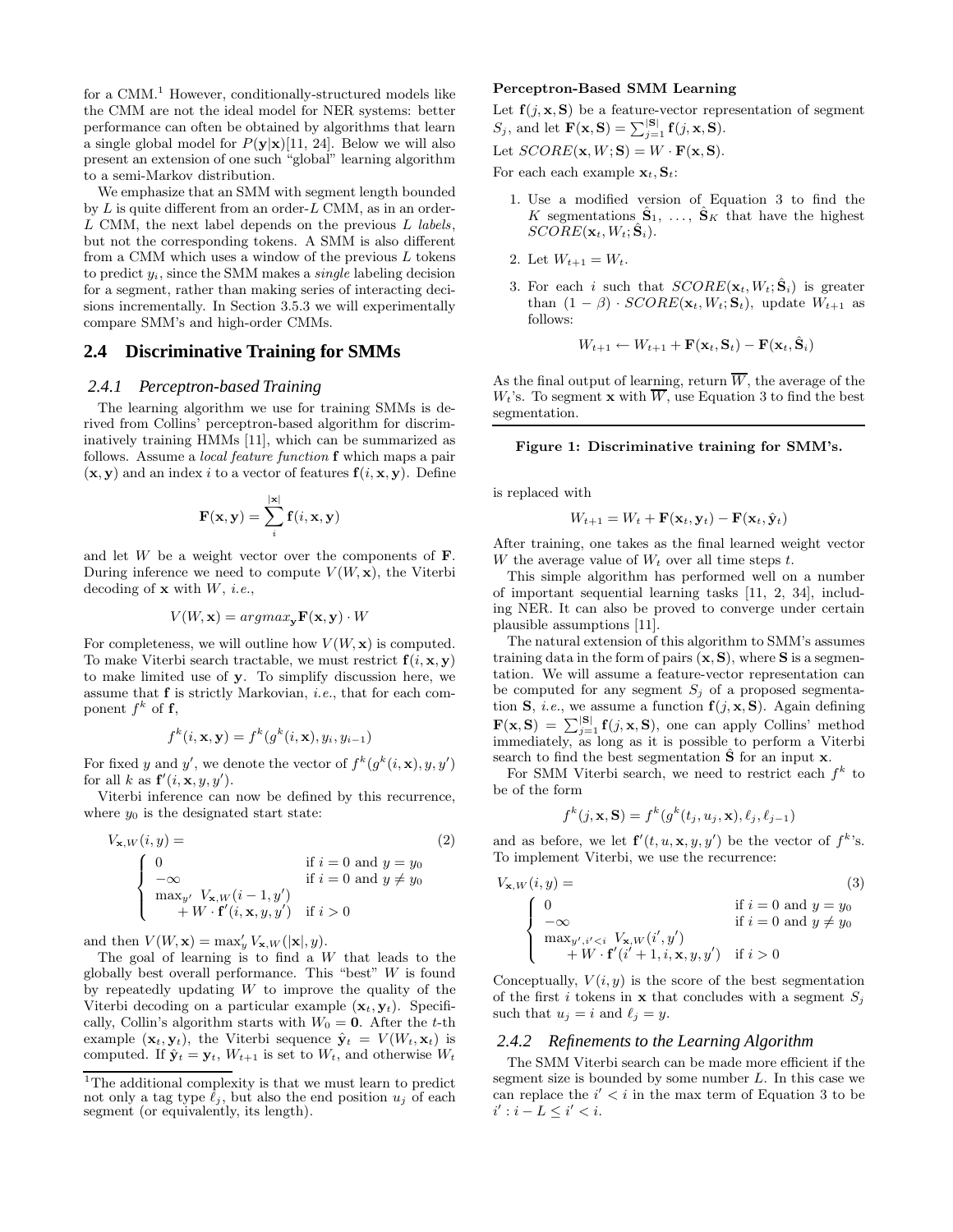for a CMM.[1] However, conditionally-structured models like the CMM are not the ideal model for NER systems: better performance can often be obtained by algorithms that learn a single global model for $P(\mathbf{y}|\mathbf{x})$[11, 24]. Below we will also present an extension of one such "global" learning algorithm to a semi-Markov distribution.

We emphasize that an SMM with segment length bounded by $L$ is quite different from an order-$L$ CMM, as in an order-$L$ CMM, the next label depends on the previous $L$ *labels*, but not the corresponding tokens. A SMM is also different from a CMM which uses a window of the previous $L$ tokens to predict $y_i$, since the SMM makes a *single* labeling decision for a segment, rather than making series of interacting decisions incrementally. In Section 3.5.3 we will experimentally compare SMM's and high-order CMMs.

## 2.4 Discriminative Training for SMMs

### 2.4.1 Perceptron-based Training

The learning algorithm we use for training SMMs is derived from Collins' perceptron-based algorithm for discriminatively training HMMs [11], which can be summarized as follows. Assume a *local feature function* $\mathbf{f}$ which maps a pair $(\mathbf{x}, \mathbf{y})$ and an index $i$ to a vector of features $\mathbf{f}(i, \mathbf{x}, \mathbf{y})$. Define

$$\mathbf{F}(\mathbf{x}, \mathbf{y}) = \sum_{i}^{|\mathbf{x}|} \mathbf{f}(i, \mathbf{x}, \mathbf{y})$$

and let $W$ be a weight vector over the components of $\mathbf{F}$. During inference we need to compute $V(W, \mathbf{x})$, the Viterbi decoding of $\mathbf{x}$ with $W$, *i.e.*,

$$V(W, \mathbf{x}) = argmax_{\mathbf{y}} \mathbf{F}(\mathbf{x}, \mathbf{y}) \cdot W$$

For completeness, we will outline how $V(W, \mathbf{x})$ is computed. To make Viterbi search tractable, we must restrict $\mathbf{f}(i, \mathbf{x}, \mathbf{y})$ to make limited use of $\mathbf{y}$. To simplify discussion here, we assume that $\mathbf{f}$ is strictly Markovian, *i.e.*, that for each component $f^k$ of $\mathbf{f}$,

$$f^k(i, \mathbf{x}, \mathbf{y}) = f^k(g^k(i, \mathbf{x}), y_i, y_{i-1})$$

For fixed $y$ and $y'$, we denote the vector of $f^k(g^k(i, \mathbf{x}), y, y')$ for all $k$ as $\mathbf{f}'(i, \mathbf{x}, y, y')$.

Viterbi inference can now be defined by this recurrence, where $y_0$ is the designated start state:

$$V_{\mathbf{x},W}(i, y) = \begin{cases} 0 & \text{if } i = 0 \text{ and } y = y_0 \\ -\infty & \text{if } i = 0 \text{ and } y \neq y_0 \\ \max_{y'} V_{\mathbf{x},W}(i-1, y') + W \cdot \mathbf{f}'(i, \mathbf{x}, y, y') & \text{if } i > 0 \end{cases} \quad (2)$$

and then $V(W, \mathbf{x}) = \max'_y V_{\mathbf{x},W}(|\mathbf{x}|, y)$.

The goal of learning is to find a $W$ that leads to the globally best overall performance. This "best" $W$ is found by repeatedly updating $W$ to improve the quality of the Viterbi decoding on a particular example $(\mathbf{x}_t, \mathbf{y}_t)$. Specifically, Collin's algorithm starts with $W_0 = \mathbf{0}$. After the $t$-th example $(\mathbf{x}_t, \mathbf{y}_t)$, the Viterbi sequence $\hat{\mathbf{y}}_t = V(W_t, \mathbf{x}_t)$ is computed. If $\hat{\mathbf{y}}_t = \mathbf{y}_t$, $W_{t+1}$ is set to $W_t$, and otherwise $W_t$ is replaced with

$$W_{t+1} = W_t + \mathbf{F}(\mathbf{x}_t, \mathbf{y}_t) - \mathbf{F}(\mathbf{x}_t, \hat{\mathbf{y}}_t)$$

After training, one takes as the final learned weight vector $W$ the average value of $W_t$ over all time steps $t$.

This simple algorithm has performed well on a number of important sequential learning tasks [11, 2, 34], including NER. It can also be proved to converge under certain plausible assumptions [11].

The natural extension of this algorithm to SMM's assumes training data in the form of pairs $(\mathbf{x}, \mathbf{S})$, where $\mathbf{S}$ is a segmentation. We will assume a feature-vector representation can be computed for any segment $S_j$ of a proposed segmentation $\mathbf{S}$, *i.e.*, we assume a function $\mathbf{f}(j, \mathbf{x}, \mathbf{S})$. Again defining $\mathbf{F}(\mathbf{x}, \mathbf{S}) = \sum_{j=1}^{|\mathbf{S}|} \mathbf{f}(j, \mathbf{x}, \mathbf{S})$, one can apply Collins' method immediately, as long as it is possible to perform a Viterbi search to find the best segmentation $\hat{\mathbf{S}}$ for an input $\mathbf{x}$.

For SMM Viterbi search, we need to restrict each $f^k$ to be of the form

$$f^k(j, \mathbf{x}, \mathbf{S}) = f^k(g^k(t_j, u_j, \mathbf{x}), \ell_j, \ell_{j-1})$$

and as before, we let $\mathbf{f}'(t, u, \mathbf{x}, y, y')$ be the vector of $f^k$'s. To implement Viterbi, we use the recurrence:

$$V_{\mathbf{x},W}(i, y) = \begin{cases} 0 & \text{if } i = 0 \text{ and } y = y_0 \\ -\infty & \text{if } i = 0 \text{ and } y \neq y_0 \\ \max_{y', i' < i} V_{\mathbf{x},W}(i', y') + W \cdot \mathbf{f}'(i'+1, i, \mathbf{x}, y, y') & \text{if } i > 0 \end{cases} \quad (3)$$

Conceptually, $V(i, y)$ is the score of the best segmentation of the first $i$ tokens in $\mathbf{x}$ that concludes with a segment $S_j$ such that $u_j = i$ and $\ell_j = y$.

**Perceptron-Based SMM Learning**

Let $\mathbf{f}(j, \mathbf{x}, \mathbf{S})$ be a feature-vector representation of segment $S_j$, and let $\mathbf{F}(\mathbf{x}, \mathbf{S}) = \sum_{j=1}^{|\mathbf{S}|} \mathbf{f}(j, \mathbf{x}, \mathbf{S})$.

Let $SCORE(\mathbf{x}, W; \mathbf{S}) = W \cdot \mathbf{F}(\mathbf{x}, \mathbf{S})$.

For each each example $\mathbf{x}_t, \mathbf{S}_t$:

1. Use a modified version of Equation 3 to find the $K$ segmentations $\hat{\mathbf{S}}_1, \ldots, \hat{\mathbf{S}}_K$ that have the highest $SCORE(\mathbf{x}_t, W_t; \hat{\mathbf{S}}_i)$.
2. Let $W_{t+1} = W_t$.
3. For each $i$ such that $SCORE(\mathbf{x}_t, W_t; \hat{\mathbf{S}}_i)$ is greater than $(1 - \beta) \cdot SCORE(\mathbf{x}_t, W_t; \mathbf{S}_t)$, update $W_{t+1}$ as follows:

$$W_{t+1} \leftarrow W_{t+1} + \mathbf{F}(\mathbf{x}_t, \mathbf{S}_t) - \mathbf{F}(\mathbf{x}_t, \hat{\mathbf{S}}_i)$$

As the final output of learning, return $\overline{W}$, the average of the $W_t$'s. To segment $\mathbf{x}$ with $\overline{W}$, use Equation 3 to find the best segmentation.

**Figure 1: Discriminative training for SMM's.**

### 2.4.2 Refinements to the Learning Algorithm

The SMM Viterbi search can be made more efficient if the segment size is bounded by some number $L$. In this case we can replace the $i' < i$ in the max term of Equation 3 to be $i' : i - L \leq i' < i$.

[1] The additional complexity is that we must learn to predict not only a tag type $\ell_j$, but also the end position $u_j$ of each segment (or equivalently, its length).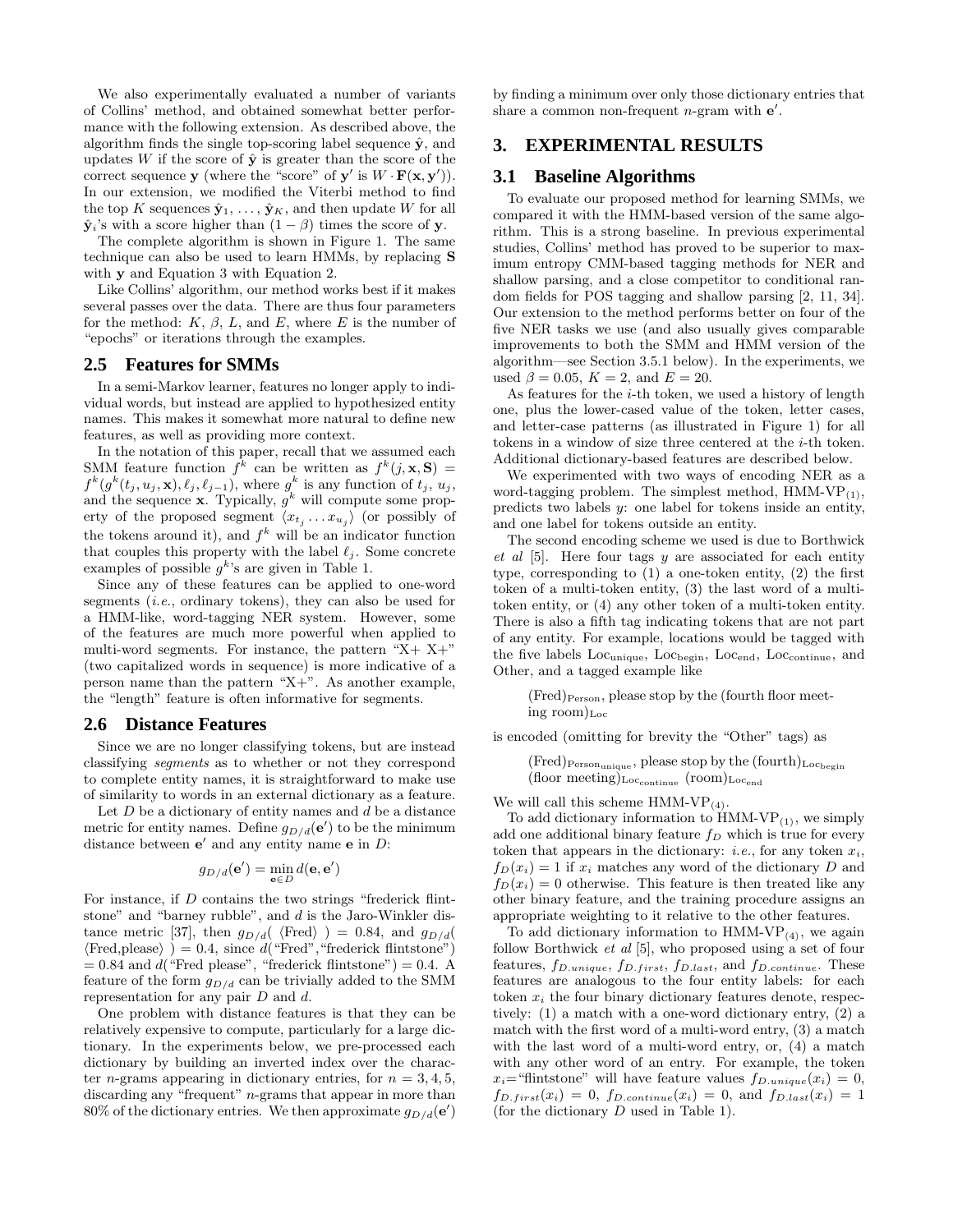We also experimentally evaluated a number of variants of Collins' method, and obtained somewhat better performance with the following extension. As described above, the algorithm finds the single top-scoring label sequence $\hat{\mathbf{y}}$, and updates $W$ if the score of $\hat{\mathbf{y}}$ is greater than the score of the correct sequence $\mathbf{y}$ (where the "score" of $\mathbf{y}'$ is $W \cdot \mathbf{F}(\mathbf{x}, \mathbf{y}')$). In our extension, we modified the Viterbi method to find the top $K$ sequences $\hat{\mathbf{y}}_1, \ldots, \hat{\mathbf{y}}_K$, and then update $W$ for all $\hat{\mathbf{y}}_i$'s with a score higher than $(1 - \beta)$ times the score of $\mathbf{y}$.

The complete algorithm is shown in Figure 1. The same technique can also be used to learn HMMs, by replacing $\mathbf{S}$ with $\mathbf{y}$ and Equation 3 with Equation 2.

Like Collins' algorithm, our method works best if it makes several passes over the data. There are thus four parameters for the method: $K$, $\beta$, $L$, and $E$, where $E$ is the number of "epochs" or iterations through the examples.

## 2.5 Features for SMMs

In a semi-Markov learner, features no longer apply to individual words, but instead are applied to hypothesized entity names. This makes it somewhat more natural to define new features, as well as providing more context.

In the notation of this paper, recall that we assumed each SMM feature function $f^k$ can be written as $f^k(j, \mathbf{x}, \mathbf{S}) = f^k(g^k(t_j, u_j, \mathbf{x}), \ell_j, \ell_{j-1})$, where $g^k$ is any function of $t_j$, $u_j$, and the sequence $\mathbf{x}$. Typically, $g^k$ will compute some property of the proposed segment $\langle x_{t_j} \ldots x_{u_j} \rangle$ (or possibly of the tokens around it), and $f^k$ will be an indicator function that couples this property with the label $\ell_j$. Some concrete examples of possible $g^k$'s are given in Table 1.

Since any of these features can be applied to one-word segments (*i.e.*, ordinary tokens), they can also be used for a HMM-like, word-tagging NER system. However, some of the features are much more powerful when applied to multi-word segments. For instance, the pattern "X+ X+" (two capitalized words in sequence) is more indicative of a person name than the pattern "X+". As another example, the "length" feature is often informative for segments.

## 2.6 Distance Features

Since we are no longer classifying tokens, but are instead classifying *segments* as to whether or not they correspond to complete entity names, it is straightforward to make use of similarity to words in an external dictionary as a feature.

Let $D$ be a dictionary of entity names and $d$ be a distance metric for entity names. Define $g_{D/d}(\mathbf{e}')$ to be the minimum distance between $\mathbf{e}'$ and any entity name $\mathbf{e}$ in $D$:

$$g_{D/d}(\mathbf{e}') = \min_{\mathbf{e} \in D} d(\mathbf{e}, \mathbf{e}')$$

For instance, if $D$ contains the two strings "frederick flintstone" and "barney rubble", and $d$ is the Jaro-Winkler distance metric [37], then $g_{D/d}(\ \langle\text{Fred}\rangle\ ) = 0.84$, and $g_{D/d}(\ \langle\text{Fred,please}\rangle\ ) = 0.4$, since $d($"Fred","frederick flintstone"$)$ $= 0.84$ and $d($"Fred please", "frederick flintstone"$) = 0.4$. A feature of the form $g_{D/d}$ can be trivially added to the SMM representation for any pair $D$ and $d$.

One problem with distance features is that they can be relatively expensive to compute, particularly for a large dictionary. In the experiments below, we pre-processed each dictionary by building an inverted index over the character $n$-grams appearing in dictionary entries, for $n = 3, 4, 5$, discarding any "frequent" $n$-grams that appear in more than 80% of the dictionary entries. We then approximate $g_{D/d}(\mathbf{e}')$ by finding a minimum over only those dictionary entries that share a common non-frequent $n$-gram with $\mathbf{e}'$.

# 3. EXPERIMENTAL RESULTS

## 3.1 Baseline Algorithms

To evaluate our proposed method for learning SMMs, we compared it with the HMM-based version of the same algorithm. This is a strong baseline. In previous experimental studies, Collins' method has proved to be superior to maximum entropy CMM-based tagging methods for NER and shallow parsing, and a close competitor to conditional random fields for POS tagging and shallow parsing [2, 11, 34]. Our extension to the method performs better on four of the five NER tasks we use (and also usually gives comparable improvements to both the SMM and HMM version of the algorithm—see Section 3.5.1 below). In the experiments, we used $\beta = 0.05$, $K = 2$, and $E = 20$.

As features for the $i$-th token, we used a history of length one, plus the lower-cased value of the token, letter cases, and letter-case patterns (as illustrated in Figure 1) for all tokens in a window of size three centered at the $i$-th token. Additional dictionary-based features are described below.

We experimented with two ways of encoding NER as a word-tagging problem. The simplest method, HMM-VP$_{(1)}$, predicts two labels $y$: one label for tokens inside an entity, and one label for tokens outside an entity.

The second encoding scheme we used is due to Borthwick *et al* [5]. Here four tags $y$ are associated for each entity type, corresponding to (1) a one-token entity, (2) the first token of a multi-token entity, (3) the last word of a multi-token entity, or (4) any other token of a multi-token entity. There is also a fifth tag indicating tokens that are not part of any entity. For example, locations would be tagged with the five labels $\text{Loc}_{\text{unique}}$, $\text{Loc}_{\text{begin}}$, $\text{Loc}_{\text{end}}$, $\text{Loc}_{\text{continue}}$, and Other, and a tagged example like

> $(\text{Fred})_{\text{Person}}$, please stop by the (fourth floor meeting room)$_{\text{Loc}}$

is encoded (omitting for brevity the "Other" tags) as

> $(\text{Fred})_{\text{Person}_{\text{unique}}}$, please stop by the $(\text{fourth})_{\text{Loc}_{\text{begin}}}$ $(\text{floor meeting})_{\text{Loc}_{\text{continue}}}$ $(\text{room})_{\text{Loc}_{\text{end}}}$

We will call this scheme HMM-VP$_{(4)}$.

To add dictionary information to HMM-VP$_{(1)}$, we simply add one additional binary feature $f_D$ which is true for every token that appears in the dictionary: *i.e.*, for any token $x_i$, $f_D(x_i) = 1$ if $x_i$ matches any word of the dictionary $D$ and $f_D(x_i) = 0$ otherwise. This feature is then treated like any other binary feature, and the training procedure assigns an appropriate weighting to it relative to the other features.

To add dictionary information to HMM-VP$_{(4)}$, we again follow Borthwick *et al* [5], who proposed using a set of four features, $f_{D.unique}$, $f_{D.first}$, $f_{D.last}$, and $f_{D.continue}$. These features are analogous to the four entity labels: for each token $x_i$ the four binary features denote, respectively: (1) a match with a one-word dictionary entry, (2) a match with the first word of a multi-word entry, (3) a match with the last word of a multi-word entry, or, (4) a match with any other word of an entry. For example, the token $x_i$="flintstone" will have feature values $f_{D.unique}(x_i) = 0$, $f_{D.first}(x_i) = 0$, $f_{D.continue}(x_i) = 0$, and $f_{D.last}(x_i) = 1$ (for the dictionary $D$ used in Table 1).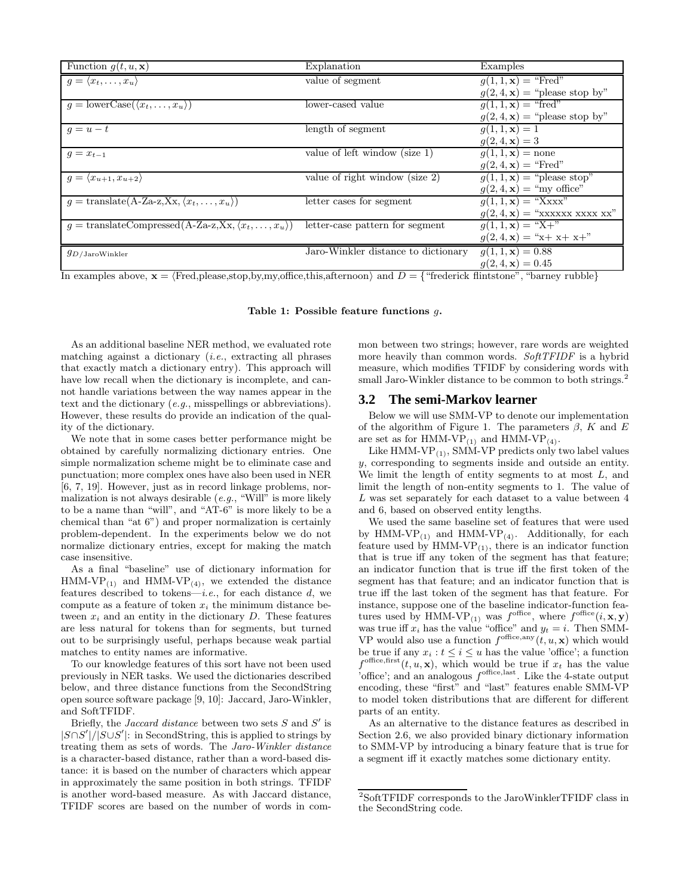| Function $g(t, u, \mathbf{x})$ | Explanation | Examples |
|---|---|---|
| $g = \langle x_t, \ldots, x_u \rangle$ | value of segment | $g(1, 1, \mathbf{x}) =$ "Fred" <br> $g(2, 4, \mathbf{x}) =$ "please stop by" |
| $g = \text{lowerCase}(\langle x_t, \ldots, x_u \rangle)$ | lower-cased value | $g(1, 1, \mathbf{x}) =$ "fred" <br> $g(2, 4, \mathbf{x}) =$ "please stop by" |
| $g = u - t$ | length of segment | $g(1, 1, \mathbf{x}) = 1$ <br> $g(2, 4, \mathbf{x}) = 3$ |
| $g = x_{t-1}$ | value of left window (size 1) | $g(1, 1, \mathbf{x}) =$ none <br> $g(2, 4, \mathbf{x}) =$ "Fred" |
| $g = \langle x_{u+1}, x_{u+2} \rangle$ | value of right window (size 2) | $g(1, 1, \mathbf{x}) =$ "please stop" <br> $g(2, 4, \mathbf{x}) =$ "my office" |
| $g = \text{translate}(\text{A-Za-z,Xx}, \langle x_t, \ldots, x_u \rangle)$ | letter cases for segment | $g(1, 1, \mathbf{x}) =$ "Xxxx" <br> $g(2, 4, \mathbf{x}) =$ "xxxxxx xxxx xx" |
| $g = \text{translateCompressed}(\text{A-Za-z,Xx}, \langle x_t, \ldots, x_u \rangle)$ | letter-case pattern for segment | $g(1, 1, \mathbf{x}) =$ "X+" <br> $g(2, 4, \mathbf{x}) =$ "x+ x+ x+" |
| $g_{D/\text{JaroWinkler}}$ | Jaro-Winkler distance to dictionary | $g(1, 1, \mathbf{x}) = 0.88$ <br> $g(2, 4, \mathbf{x}) = 0.45$ |

In examples above, $\mathbf{x} = \langle$Fred,please,stop,by,my,office,this,afternoon$\rangle$ and $D = \{$"frederick flintstone", "barney rubble"$\}$

**Table 1: Possible feature functions $g$.**

As an additional baseline NER method, we evaluated rote matching against a dictionary (*i.e.*, extracting all phrases that exactly match a dictionary entry). This approach will have low recall when the dictionary is incomplete, and cannot handle variations between the way names appear in the text and the dictionary (*e.g.*, misspellings or abbreviations). However, these results do provide an indication of the quality of the dictionary.

We note that in some cases better performance might be obtained by carefully normalizing dictionary entries. One simple normalization scheme might be to eliminate case and punctuation; more complex ones have also been used in NER [6, 7, 19]. However, just as in record linkage problems, normalization is not always desirable (*e.g.*, "Will" is more likely to be a name than "will", and "AT-6" is more likely to be a chemical than "at 6") and proper normalization is certainly problem-dependent. In the experiments below we do not normalize dictionary entries, except for making the match case insensitive.

As a final "baseline" use of dictionary information for HMM-VP$_{(1)}$ and HMM-VP$_{(4)}$, we extended the distance features described to tokens—*i.e.*, for each distance $d$, we compute as a feature of token $x_i$ the minimum distance between $x_i$ and an entity in the dictionary $D$. These features are less natural for tokens than for segments, but turned out to be surprisingly useful, perhaps because weak partial matches to entity names are informative.

To our knowledge features of this sort have not been used previously in NER tasks. We used the dictionaries described below, and three distance functions from the SecondString open source software package [9, 10]: Jaccard, Jaro-Winkler, and SoftTFIDF.

Briefly, the *Jaccard distance* between two sets $S$ and $S'$ is $|S \cap S'|/|S \cup S'|$: in SecondString, this is applied to strings by treating them as sets of words. The *Jaro-Winkler distance* is a character-based distance, rather than a word-based distance: it is based on the number of characters which appear in approximately the same position in both strings. TFIDF is another word-based measure. As with Jaccard distance, TFIDF scores are based on the number of words in common between two strings; however, rare words are weighted more heavily than common words. *SoftTFIDF* is a hybrid measure, which modifies TFIDF by considering words with small Jaro-Winkler distance to be common to both strings.[2]

## 3.2 The semi-Markov learner

Below we will use SMM-VP to denote our implementation of the algorithm of Figure 1. The parameters $\beta$, $K$ and $E$ are set as for HMM-VP$_{(1)}$ and HMM-VP$_{(4)}$.

Like HMM-VP$_{(1)}$, SMM-VP predicts only two label values $y$, corresponding to segments inside and outside an entity. We limit the length of entity segments to at most $L$, and limit the length of non-entity segments to 1. The value of $L$ was set separately for each dataset to a value between 4 and 6, based on observed entity lengths.

We used the same baseline set of features that were used by HMM-VP$_{(1)}$ and HMM-VP$_{(4)}$. Additionally, for each feature used by HMM-VP$_{(1)}$, there is an indicator function that is true iff any token of the segment has that feature; an indicator function that is true iff the first token of the segment has that feature; and an indicator function that is true iff the last token of the segment has that feature. For instance, suppose one of the baseline indicator-function features used by HMM-VP$_{(1)}$ was $f^{\text{office}}$, where $f^{\text{office}}(i, \mathbf{x}, \mathbf{y})$ was true iff $x_i$ has the value "office" and $y_t = i$. Then SMM-VP would also use a function $f^{\text{office,any}}(t, u, \mathbf{x})$ which would be true if any $x_i : t \le i \le u$ has the value 'office'; a function $f^{\text{office,first}}(t, u, \mathbf{x})$, which would be true if $x_t$ has the value 'office'; and an analogous $f^{\text{office,last}}$. Like the 4-state output encoding, these "first" and "last" features enable SMM-VP to model token distributions that are different for different parts of an entity.

As an alternative to the distance features as described in Section 2.6, we also provided binary dictionary information to SMM-VP by introducing a binary feature that is true for a segment iff it exactly matches some dictionary entity.

[2]SoftTFIDF corresponds to the JaroWinklerTFIDF class in the SecondString code.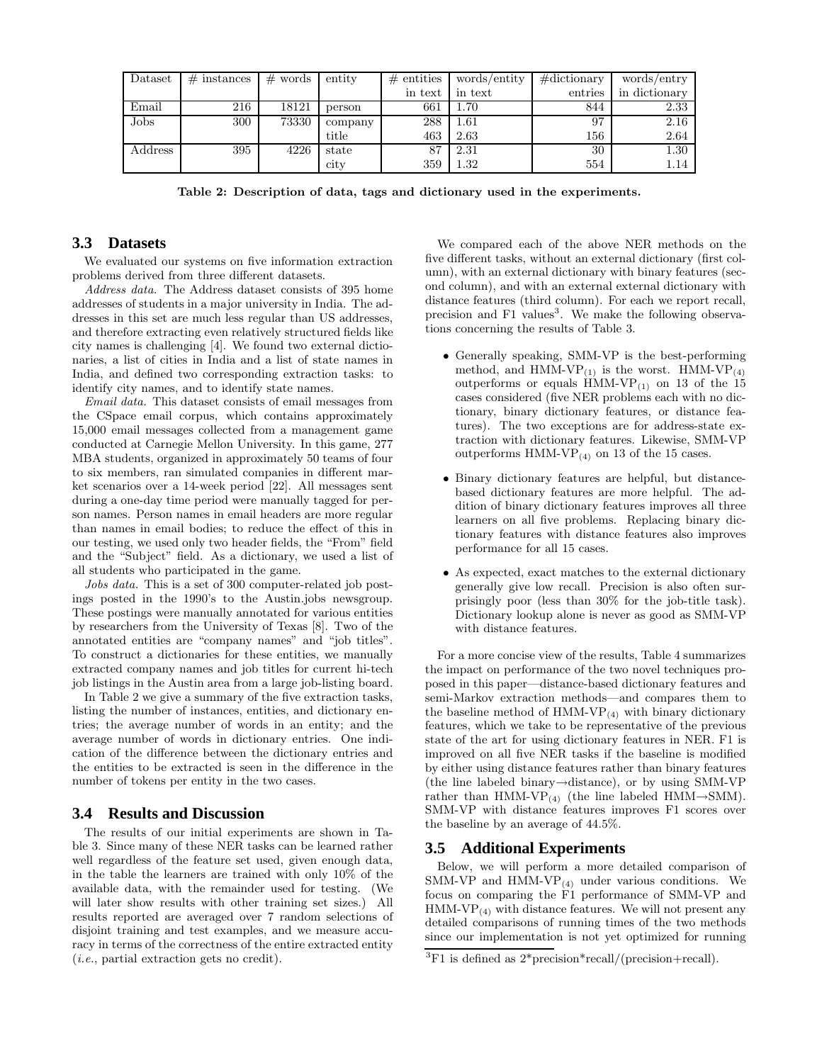| Dataset | # instances | # words | entity | # entities in text | words/entity in text | #dictionary entries | words/entry in dictionary |
|---|---|---|---|---|---|---|---|
| Email | 216 | 18121 | person | 661 | 1.70 | 844 | 2.33 |
| Jobs | 300 | 73330 | company | 288 | 1.61 | 97 | 2.16 |
| | | | title | 463 | 2.63 | 156 | 2.64 |
| Address | 395 | 4226 | state | 87 | 2.31 | 30 | 1.30 |
| | | | city | 359 | 1.32 | 554 | 1.14 |

**Table 2: Description of data, tags and dictionary used in the experiments.**

## 3.3 Datasets

We evaluated our systems on five information extraction problems derived from three different datasets.

*Address data.* The Address dataset consists of 395 home addresses of students in a major university in India. The addresses in this set are much less regular than US addresses, and therefore extracting even relatively structured fields like city names is challenging [4]. We found two external dictionaries, a list of cities in India and a list of state names in India, and defined two corresponding extraction tasks: to identify city names, and to identify state names.

*Email data.* This dataset consists of email messages from the CSpace email corpus, which contains approximately 15,000 email messages collected from a management game conducted at Carnegie Mellon University. In this game, 277 MBA students, organized in approximately 50 teams of four to six members, ran simulated companies in different market scenarios over a 14-week period [22]. All messages sent during a one-day time period were manually tagged for person names. Person names in email headers are more regular than names in email bodies; to reduce the effect of this in our testing, we used only two header fields, the "From" field and the "Subject" field. As a dictionary, we used a list of all students who participated in the game.

*Jobs data.* This is a set of 300 computer-related job postings posted in the 1990's to the Austin.jobs newsgroup. These postings were manually annotated for various entities by researchers from the University of Texas [8]. Two of the annotated entities are "company names" and "job titles". To construct a dictionaries for these entities, we manually extracted company names and job titles for current hi-tech job listings in the Austin area from a large job-listing board.

In Table 2 we give a summary of the five extraction tasks, listing the number of instances, entities, and dictionary entries; the average number of words in an entity; and the average number of words in dictionary entries. One indication of the difference between the dictionary entries and the entities to be extracted is seen in the difference in the number of tokens per entity in the two cases.

## 3.4 Results and Discussion

The results of our initial experiments are shown in Table 3. Since many of these NER tasks can be learned rather well regardless of the feature set used, given enough data, in the table the learners are trained with only 10% of the available data, with the remainder used for testing. (We will later show results with other training set sizes.) All results reported are averaged over 7 random selections of disjoint training and test examples, and we measure accuracy in terms of the correctness of the entire extracted entity (*i.e.*, partial extraction gets no credit).

We compared each of the above NER methods on the five different tasks, without an external dictionary (first column), with an external dictionary with binary features (second column), and with an external external dictionary with distance features (third column). For each we report recall, precision and F1 values[3]. We make the following observations concerning the results of Table 3.

- Generally speaking, SMM-VP is the best-performing method, and HMM-VP$_{(1)}$ is the worst. HMM-VP$_{(4)}$ outperforms or equals HMM-VP$_{(1)}$ on 13 of the 15 cases considered (five NER problems each with no dictionary, binary dictionary features, or distance features). The two exceptions are for address-state extraction with dictionary features. Likewise, SMM-VP outperforms HMM-VP$_{(4)}$ on 13 of the 15 cases.
- Binary dictionary features are helpful, but distance-based dictionary features are more helpful. The addition of binary dictionary features improves all three learners on all five problems. Replacing binary dictionary features with distance features also improves performance for all 15 cases.
- As expected, exact matches to the external dictionary generally give low recall. Precision is also often surprisingly poor (less than 30% for the job-title task). Dictionary lookup alone is never as good as SMM-VP with distance features.

For a more concise view of the results, Table 4 summarizes the impact on performance of the two novel techniques proposed in this paper—distance-based dictionary features and semi-Markov extraction methods—and compares them to the baseline method of HMM-VP$_{(4)}$ with binary dictionary features, which we take to be representative of the previous state of the art for using dictionary features in NER. F1 is improved on all five NER tasks if the baseline is modified by either using distance features rather than binary features (the line labeled binary→distance), or by using SMM-VP rather than HMM-VP$_{(4)}$ (the line labeled HMM→SMM). SMM-VP with distance features improves F1 scores over the baseline by an average of 44.5%.

## 3.5 Additional Experiments

Below, we will perform a more detailed comparison of SMM-VP and HMM-VP$_{(4)}$ under various conditions. We focus on comparing the F1 performance of SMM-VP and HMM-VP$_{(4)}$ with distance features. We will not present any detailed comparisons of running times of the two methods since our implementation is not yet optimized for running

[3] F1 is defined as 2*precision*recall/(precision+recall).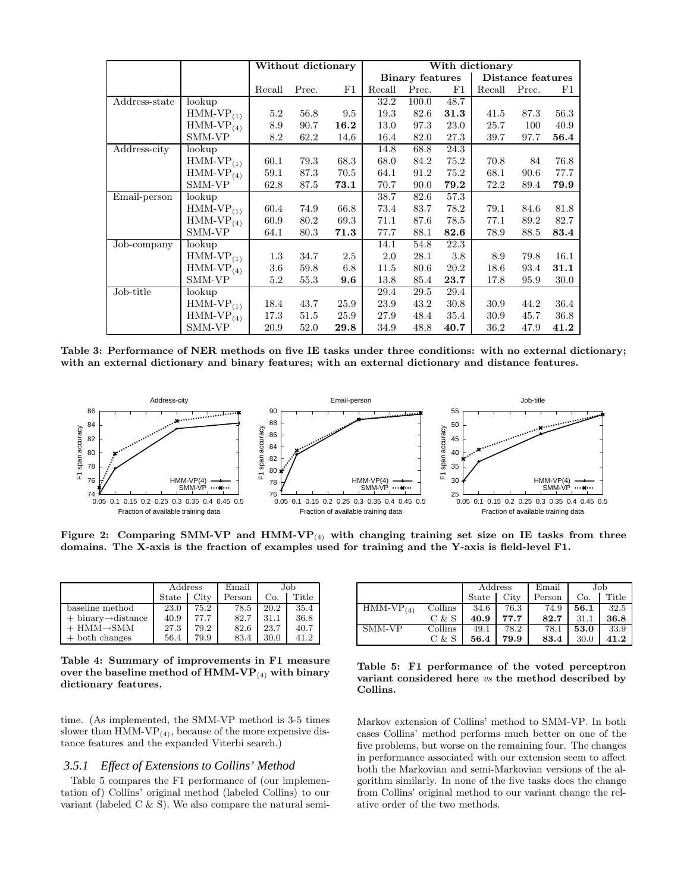|  |  | Without dictionary |  |  | With dictionary |  |  |  |  |  |
|---|---|---|---|---|---|---|---|---|---|---|
|  |  |  |  |  | Binary features |  |  | Distance features |  |  |
|  |  | Recall | Prec. | F1 | Recall | Prec. | F1 | Recall | Prec. | F1 |
| Address-state | lookup |  |  |  | 32.2 | 100.0 | 48.7 |  |  |  |
|  | HMM-VP$_{(1)}$ | 5.2 | 56.8 | 9.5 | 19.3 | 82.6 | **31.3** | 41.5 | 87.3 | 56.3 |
|  | HMM-VP$_{(4)}$ | 8.9 | 90.7 | **16.2** | 13.0 | 97.3 | 23.0 | 25.7 | 100 | 40.9 |
|  | SMM-VP | 8.2 | 62.2 | 14.6 | 16.4 | 82.0 | 27.3 | 39.7 | 97.7 | **56.4** |
| Address-city | lookup |  |  |  | 14.8 | 68.8 | 24.3 |  |  |  |
|  | HMM-VP$_{(1)}$ | 60.1 | 79.3 | 68.3 | 68.0 | 84.2 | 75.2 | 70.8 | 84 | 76.8 |
|  | HMM-VP$_{(4)}$ | 59.1 | 87.3 | 70.5 | 64.1 | 91.2 | 75.2 | 68.1 | 90.6 | 77.7 |
|  | SMM-VP | 62.8 | 87.5 | **73.1** | 70.7 | 90.0 | **79.2** | 72.2 | 89.4 | **79.9** |
| Email-person | lookup |  |  |  | 38.7 | 82.6 | 57.3 |  |  |  |
|  | HMM-VP$_{(1)}$ | 60.4 | 74.9 | 66.8 | 73.4 | 83.7 | 78.2 | 79.1 | 84.6 | 81.8 |
|  | HMM-VP$_{(4)}$ | 60.9 | 80.2 | 69.3 | 71.1 | 87.6 | 78.5 | 77.1 | 89.2 | 82.7 |
|  | SMM-VP | 64.1 | 80.3 | **71.3** | 77.7 | 88.1 | **82.6** | 78.9 | 88.5 | **83.4** |
| Job-company | lookup |  |  |  | 14.1 | 54.8 | 22.3 |  |  |  |
|  | HMM-VP$_{(1)}$ | 1.3 | 34.7 | 2.5 | 2.0 | 28.1 | 3.8 | 8.9 | 79.8 | 16.1 |
|  | HMM-VP$_{(4)}$ | 3.6 | 59.8 | 6.8 | 11.5 | 80.6 | 20.2 | 18.6 | 93.4 | **31.1** |
|  | SMM-VP | 5.2 | 55.3 | **9.6** | 13.8 | 85.4 | **23.7** | 17.8 | 95.9 | 30.0 |
| Job-title | lookup |  |  |  | 29.4 | 29.5 | 29.4 |  |  |  |
|  | HMM-VP$_{(1)}$ | 18.4 | 43.7 | 25.9 | 23.9 | 43.2 | 30.8 | 30.9 | 44.2 | 36.4 |
|  | HMM-VP$_{(4)}$ | 17.3 | 51.5 | 25.9 | 27.9 | 48.4 | 35.4 | 30.9 | 45.7 | 36.8 |
|  | SMM-VP | 20.9 | 52.0 | **29.8** | 34.9 | 48.8 | **40.7** | 36.2 | 47.9 | **41.2** |

**Table 3: Performance of NER methods on five IE tasks under three conditions: with no external dictionary; with an external dictionary and binary features; with an external dictionary and distance features.**

**Figure 2: Comparing SMM-VP and HMM-VP$_{(4)}$ with changing training set size on IE tasks from three domains. The X-axis is the fraction of examples used for training and the Y-axis is field-level F1.**

|  | Address |  | Email | Job |  |
|---|---|---|---|---|---|
|  | State | City | Person | Co. | Title |
| baseline method | 23.0 | 75.2 | 78.5 | 20.2 | 35.4 |
| + binary→distance | 40.9 | 77.7 | 82.7 | 31.1 | 36.8 |
| + HMM→SMM | 27.3 | 79.2 | 82.6 | 23.7 | 40.7 |
| + both changes | 56.4 | 79.9 | 83.4 | 30.0 | 41.2 |

**Table 4: Summary of improvements in F1 measure over the baseline method of HMM-VP$_{(4)}$ with binary dictionary features.**

|  |  | Address |  | Email | Job |  |
|---|---|---|---|---|---|---|
|  |  | State | City | Person | Co. | Title |
| HMM-VP$_{(4)}$ | Collins | 34.6 | 76.3 | 74.9 | **56.1** | 32.5 |
|  | C & S | **40.9** | **77.7** | **82.7** | 31.1 | **36.8** |
| SMM-VP | Collins | 49.1 | 78.2 | 78.1 | **53.0** | 33.9 |
|  | C & S | **56.4** | **79.9** | **83.4** | 30.0 | **41.2** |

**Table 5: F1 performance of the voted perceptron variant considered here *vs* the method described by Collins.**

time. (As implemented, the SMM-VP method is 3-5 times slower than HMM-VP$_{(4)}$, because of the more expensive distance features and the expanded Viterbi search.)

### 3.5.1 Effect of Extensions to Collins' Method

Table 5 compares the F1 performance of (our implementation of) Collins' original method (labeled Collins) to our variant (labeled C & S). We also compare the natural semi-Markov extension of Collins' method to SMM-VP. In both cases Collins' method performs much better on one of the five problems, but worse on the remaining four. The changes in performance associated with our extension seem to affect both the Markovian and semi-Markovian versions of the algorithm similarly. In none of the five tasks does the change from Collins' original method to our variant change the relative order of the two methods.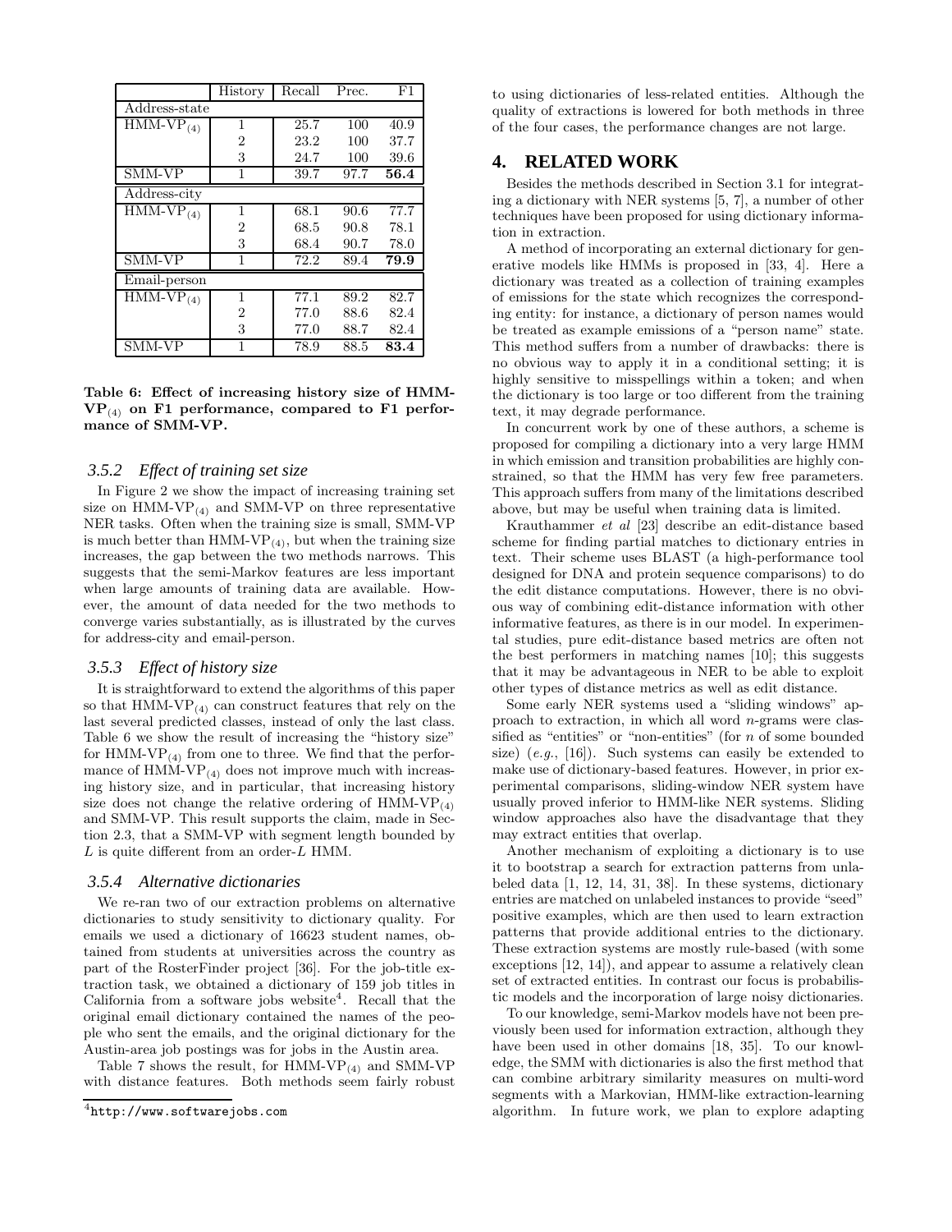| | History | Recall | Prec. | F1 |
|---|---|---|---|---|
| Address-state | | | | |
| HMM-VP$_{(4)}$ | 1 | 25.7 | 100 | 40.9 |
| | 2 | 23.2 | 100 | 37.7 |
| | 3 | 24.7 | 100 | 39.6 |
| SMM-VP | 1 | 39.7 | 97.7 | **56.4** |
| Address-city | | | | |
| HMM-VP$_{(4)}$ | 1 | 68.1 | 90.6 | 77.7 |
| | 2 | 68.5 | 90.8 | 78.1 |
| | 3 | 68.4 | 90.7 | 78.0 |
| SMM-VP | 1 | 72.2 | 89.4 | **79.9** |
| Email-person | | | | |
| HMM-VP$_{(4)}$ | 1 | 77.1 | 89.2 | 82.7 |
| | 2 | 77.0 | 88.6 | 82.4 |
| | 3 | 77.0 | 88.7 | 82.4 |
| SMM-VP | 1 | 78.9 | 88.5 | **83.4** |

**Table 6: Effect of increasing history size of HMM-VP$_{(4)}$ on F1 performance, compared to F1 performance of SMM-VP.**

### 3.5.2 *Effect of training set size*

In Figure 2 we show the impact of increasing training set size on HMM-VP$_{(4)}$ and SMM-VP on three representative NER tasks. Often when the training size is small, SMM-VP is much better than HMM-VP$_{(4)}$, but when the training size increases, the gap between the two methods narrows. This suggests that the semi-Markov features are less important when large amounts of training data are available. However, the amount of data needed for the two methods to converge varies substantially, as is illustrated by the curves for address-city and email-person.

### 3.5.3 *Effect of history size*

It is straightforward to extend the algorithms of this paper so that HMM-VP$_{(4)}$ can construct features that rely on the last several predicted classes, instead of only the last class. Table 6 we show the result of increasing the "history size" for HMM-VP$_{(4)}$ from one to three. We find that the performance of HMM-VP$_{(4)}$ does not improve much with increasing history size, and in particular, that increasing history size does not change the relative ordering of HMM-VP$_{(4)}$ and SMM-VP. This result supports the claim, made in Section 2.3, that a SMM-VP with segment length bounded by $L$ is quite different from an order-$L$ HMM.

### 3.5.4 *Alternative dictionaries*

We re-ran two of our extraction problems on alternative dictionaries to study sensitivity to dictionary quality. For emails we used a dictionary of 16623 student names, obtained from students at universities across the country as part of the RosterFinder project [36]. For the job-title extraction task, we obtained a dictionary of 159 job titles in California from a software jobs website[4]. Recall that the original email dictionary contained the names of the people who sent the emails, and the original dictionary for the Austin-area job postings was for jobs in the Austin area.

Table 7 shows the result, for HMM-VP$_{(4)}$ and SMM-VP with distance features. Both methods seem fairly robust to using dictionaries of less-related entities. Although the quality of extractions is lowered for both methods in three of the four cases, the performance changes are not large.

[4] http://www.softwarejobs.com

## 4. RELATED WORK

Besides the methods described in Section 3.1 for integrating a dictionary with NER systems [5, 7], a number of other techniques have been proposed for using dictionary information in extraction.

A method of incorporating an external dictionary for generative models like HMMs is proposed in [33, 4]. Here a dictionary was treated as a collection of training examples of emissions for the state which recognizes the corresponding entity: for instance, a dictionary of person names would be treated as example emissions of a "person name" state. This method suffers from a number of drawbacks: there is no obvious way to apply it in a conditional setting; it is highly sensitive to misspellings within a token; and when the dictionary is too large or too different from the training text, it may degrade performance.

In concurrent work by one of these authors, a scheme is proposed for compiling a dictionary into a very large HMM in which emission and transition probabilities are highly constrained, so that the HMM has very few free parameters. This approach suffers from many of the limitations described above, but may be useful when training data is limited.

Krauthammer *et al* [23] describe an edit-distance based scheme for finding partial matches to dictionary entries in text. Their scheme uses BLAST (a high-performance tool designed for DNA and protein sequence comparisons) to do the edit distance computations. However, there is no obvious way of combining edit-distance information with other informative features, as there is in our model. In experimental studies, pure edit-distance based metrics are often not the best performers in matching names [10]; this suggests that it may be advantageous in NER to be able to exploit other types of distance metrics as well as edit distance.

Some early NER systems used a "sliding windows" approach to extraction, in which all word $n$-grams were classified as "entities" or "non-entities" (for $n$ of some bounded size) (*e.g.*, [16]). Such systems can easily be extended to make use of dictionary-based features. However, in prior experimental comparisons, sliding-window NER system have usually proved inferior to HMM-like NER systems. Sliding window approaches also have the disadvantage that they may extract entities that overlap.

Another mechanism of exploiting a dictionary is to use it to bootstrap a search for extraction patterns from unlabeled data [1, 12, 14, 31, 38]. In these systems, dictionary entries are matched on unlabeled instances to provide "seed" positive examples, which are then used to learn extraction patterns that provide additional entries to the dictionary. These extraction systems are mostly rule-based (with some exceptions [12, 14]), and appear to assume a relatively clean set of extracted entities. In contrast our focus is probabilistic models and the incorporation of large noisy dictionaries.

To our knowledge, semi-Markov models have not been previously been used for information extraction, although they have been used in other domains [18, 35]. To our knowledge, the SMM with dictionaries is also the first method that can combine arbitrary similarity measures on multi-word segments with a Markovian, HMM-like extraction-learning algorithm. In future work, we plan to explore adapting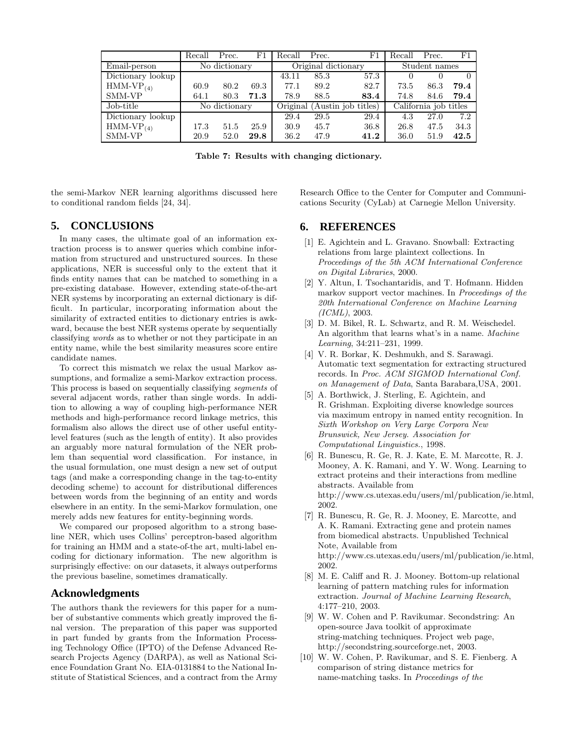| | Recall | Prec. | F1 | Recall | Prec. | F1 | Recall | Prec. | F1 |
|---|---|---|---|---|---|---|---|---|---|
| Email-person | No dictionary | | | Original dictionary | | | Student names | | |
| Dictionary lookup | | | | 43.11 | 85.3 | 57.3 | 0 | 0 | 0 |
| HMM-VP$_{(4)}$ | 60.9 | 80.2 | 69.3 | 77.1 | 89.2 | 82.7 | 73.5 | 86.3 | **79.4** |
| SMM-VP | 64.1 | 80.3 | **71.3** | 78.9 | 88.5 | **83.4** | 74.8 | 84.6 | **79.4** |
| Job-title | No dictionary | | | Original (Austin job titles) | | | California job titles | | |
| Dictionary lookup | | | | 29.4 | 29.5 | 29.4 | 4.3 | 27.0 | 7.2 |
| HMM-VP$_{(4)}$ | 17.3 | 51.5 | 25.9 | 30.9 | 45.7 | 36.8 | 26.8 | 47.5 | 34.3 |
| SMM-VP | 20.9 | 52.0 | **29.8** | 36.2 | 47.9 | **41.2** | 36.0 | 51.9 | **42.5** |

**Table 7: Results with changing dictionary.**

the semi-Markov NER learning algorithms discussed here to conditional random fields [24, 34].

## 5. CONCLUSIONS

In many cases, the ultimate goal of an information extraction process is to answer queries which combine information from structured and unstructured sources. In these applications, NER is successful only to the extent that it finds entity names that can be matched to something in a pre-existing database. However, extending state-of-the-art NER systems by incorporating an external dictionary is difficult. In particular, incorporating information about the similarity of extracted entities to dictionary entries is awkward, because the best NER systems operate by sequentially classifying *words* as to whether or not they participate in an entity name, while the best similarity measures score entire candidate names.

To correct this mismatch we relax the usual Markov assumptions, and formalize a semi-Markov extraction process. This process is based on sequentially classifying *segments* of several adjacent words, rather than single words. In addition to allowing a way of coupling high-performance NER methods and high-performance record linkage metrics, this formalism also allows the direct use of other useful entity-level features (such as the length of entity). It also provides an arguably more natural formulation of the NER problem than sequential word classification. For instance, in the usual formulation, one must design a new set of output tags (and make a corresponding change in the tag-to-entity decoding scheme) to account for distributional differences between words from the beginning of an entity and words elsewhere in an entity. In the semi-Markov formulation, one merely adds new features for entity-beginning words.

We compared our proposed algorithm to a strong baseline NER, which uses Collins' perceptron-based algorithm for training an HMM and a state-of-the art, multi-label encoding for dictionary information. The new algorithm is surprisingly effective: on our datasets, it always outperforms the previous baseline, sometimes dramatically.

### Acknowledgments

The authors thank the reviewers for this paper for a number of substantive comments which greatly improved the final version. The preparation of this paper was supported in part funded by grants from the Information Processing Technology Office (IPTO) of the Defense Advanced Research Projects Agency (DARPA), as well as National Science Foundation Grant No. EIA-0131884 to the National Institute of Statistical Sciences, and a contract from the Army Research Office to the Center for Computer and Communications Security (CyLab) at Carnegie Mellon University.

## 6. REFERENCES

[1] E. Agichtein and L. Gravano. Snowball: Extracting relations from large plaintext collections. In *Proceedings of the 5th ACM International Conference on Digital Libraries*, 2000.

[2] Y. Altun, I. Tsochantaridis, and T. Hofmann. Hidden markov support vector machines. In *Proceedings of the 20th International Conference on Machine Learning (ICML)*, 2003.

[3] D. M. Bikel, R. L. Schwartz, and R. M. Weischedel. An algorithm that learns what's in a name. *Machine Learning*, 34:211–231, 1999.

[4] V. R. Borkar, K. Deshmukh, and S. Sarawagi. Automatic text segmentation for extracting structured records. In *Proc. ACM SIGMOD International Conf. on Management of Data*, Santa Barabara,USA, 2001.

[5] A. Borthwick, J. Sterling, E. Agichtein, and R. Grishman. Exploiting diverse knowledge sources via maximum entropy in named entity recognition. In *Sixth Workshop on Very Large Corpora New Brunswick, New Jersey. Association for Computational Linguistics.*, 1998.

[6] R. Bunescu, R. Ge, R. J. Kate, E. M. Marcotte, R. J. Mooney, A. K. Ramani, and Y. W. Wong. Learning to extract proteins and their interactions from medline abstracts. Available from http://www.cs.utexas.edu/users/ml/publication/ie.html, 2002.

[7] R. Bunescu, R. Ge, R. J. Mooney, E. Marcotte, and A. K. Ramani. Extracting gene and protein names from biomedical abstracts. Unpublished Technical Note, Available from http://www.cs.utexas.edu/users/ml/publication/ie.html, 2002.

[8] M. E. Califf and R. J. Mooney. Bottom-up relational learning of pattern matching rules for information extraction. *Journal of Machine Learning Research*, 4:177–210, 2003.

[9] W. W. Cohen and P. Ravikumar. Secondstring: An open-source Java toolkit of approximate string-matching techniques. Project web page, http://secondstring.sourceforge.net, 2003.

[10] W. W. Cohen, P. Ravikumar, and S. E. Fienberg. A comparison of string distance metrics for name-matching tasks. In *Proceedings of the*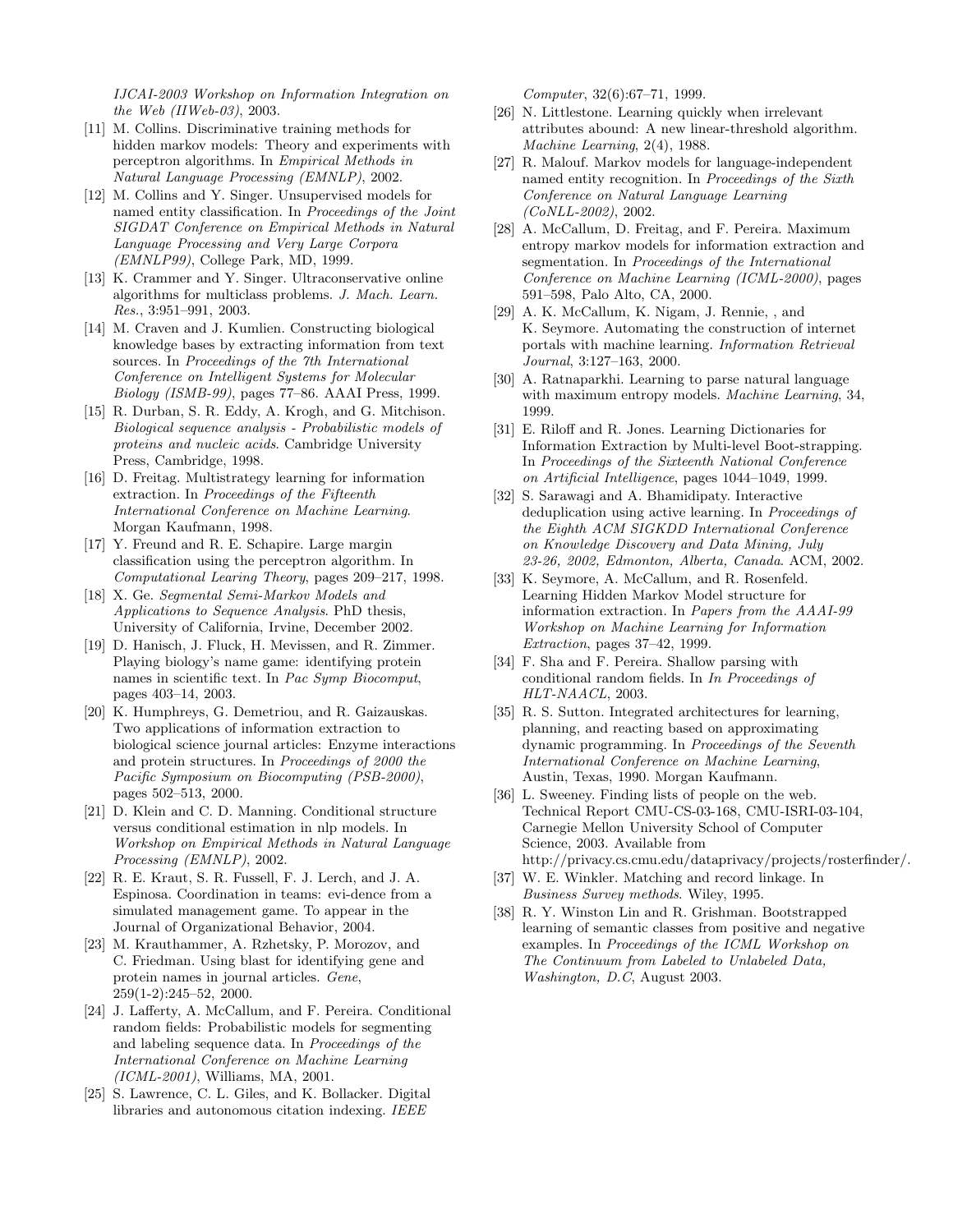*IJCAI-2003 Workshop on Information Integration on the Web (IIWeb-03)*, 2003.

[11] M. Collins. Discriminative training methods for hidden markov models: Theory and experiments with perceptron algorithms. In *Empirical Methods in Natural Language Processing (EMNLP)*, 2002.

[12] M. Collins and Y. Singer. Unsupervised models for named entity classification. In *Proceedings of the Joint SIGDAT Conference on Empirical Methods in Natural Language Processing and Very Large Corpora (EMNLP99)*, College Park, MD, 1999.

[13] K. Crammer and Y. Singer. Ultraconservative online algorithms for multiclass problems. *J. Mach. Learn. Res.*, 3:951–991, 2003.

[14] M. Craven and J. Kumlien. Constructing biological knowledge bases by extracting information from text sources. In *Proceedings of the 7th International Conference on Intelligent Systems for Molecular Biology (ISMB-99)*, pages 77–86. AAAI Press, 1999.

[15] R. Durban, S. R. Eddy, A. Krogh, and G. Mitchison. *Biological sequence analysis - Probabilistic models of proteins and nucleic acids*. Cambridge University Press, Cambridge, 1998.

[16] D. Freitag. Multistrategy learning for information extraction. In *Proceedings of the Fifteenth International Conference on Machine Learning*. Morgan Kaufmann, 1998.

[17] Y. Freund and R. E. Schapire. Large margin classification using the perceptron algorithm. In *Computational Learing Theory*, pages 209–217, 1998.

[18] X. Ge. *Segmental Semi-Markov Models and Applications to Sequence Analysis*. PhD thesis, University of California, Irvine, December 2002.

[19] D. Hanisch, J. Fluck, H. Mevissen, and R. Zimmer. Playing biology's name game: identifying protein names in scientific text. In *Pac Symp Biocomput*, pages 403–14, 2003.

[20] K. Humphreys, G. Demetriou, and R. Gaizauskas. Two applications of information extraction to biological science journal articles: Enzyme interactions and protein structures. In *Proceedings of 2000 the Pacific Symposium on Biocomputing (PSB-2000)*, pages 502–513, 2000.

[21] D. Klein and C. D. Manning. Conditional structure versus conditional estimation in nlp models. In *Workshop on Empirical Methods in Natural Language Processing (EMNLP)*, 2002.

[22] R. E. Kraut, S. R. Fussell, F. J. Lerch, and J. A. Espinosa. Coordination in teams: evi-dence from a simulated management game. To appear in the Journal of Organizational Behavior, 2004.

[23] M. Krauthammer, A. Rzhetsky, P. Morozov, and C. Friedman. Using blast for identifying gene and protein names in journal articles. *Gene*, 259(1-2):245–52, 2000.

[24] J. Lafferty, A. McCallum, and F. Pereira. Conditional random fields: Probabilistic models for segmenting and labeling sequence data. In *Proceedings of the International Conference on Machine Learning (ICML-2001)*, Williams, MA, 2001.

[25] S. Lawrence, C. L. Giles, and K. Bollacker. Digital libraries and autonomous citation indexing. *IEEE Computer*, 32(6):67–71, 1999.

[26] N. Littlestone. Learning quickly when irrelevant attributes abound: A new linear-threshold algorithm. *Machine Learning*, 2(4), 1988.

[27] R. Malouf. Markov models for language-independent named entity recognition. In *Proceedings of the Sixth Conference on Natural Language Learning (CoNLL-2002)*, 2002.

[28] A. McCallum, D. Freitag, and F. Pereira. Maximum entropy markov models for information extraction and segmentation. In *Proceedings of the International Conference on Machine Learning (ICML-2000)*, pages 591–598, Palo Alto, CA, 2000.

[29] A. K. McCallum, K. Nigam, J. Rennie, , and K. Seymore. Automating the construction of internet portals with machine learning. *Information Retrieval Journal*, 3:127–163, 2000.

[30] A. Ratnaparkhi. Learning to parse natural language with maximum entropy models. *Machine Learning*, 34, 1999.

[31] E. Riloff and R. Jones. Learning Dictionaries for Information Extraction by Multi-level Boot-strapping. In *Proceedings of the Sixteenth National Conference on Artificial Intelligence*, pages 1044–1049, 1999.

[32] S. Sarawagi and A. Bhamidipaty. Interactive deduplication using active learning. In *Proceedings of the Eighth ACM SIGKDD International Conference on Knowledge Discovery and Data Mining, July 23-26, 2002, Edmonton, Alberta, Canada*. ACM, 2002.

[33] K. Seymore, A. McCallum, and R. Rosenfeld. Learning Hidden Markov Model structure for information extraction. In *Papers from the AAAI-99 Workshop on Machine Learning for Information Extraction*, pages 37–42, 1999.

[34] F. Sha and F. Pereira. Shallow parsing with conditional random fields. In *In Proceedings of HLT-NAACL*, 2003.

[35] R. S. Sutton. Integrated architectures for learning, planning, and reacting based on approximating dynamic programming. In *Proceedings of the Seventh International Conference on Machine Learning*, Austin, Texas, 1990. Morgan Kaufmann.

[36] L. Sweeney. Finding lists of people on the web. Technical Report CMU-CS-03-168, CMU-ISRI-03-104, Carnegie Mellon University School of Computer Science, 2003. Available from http://privacy.cs.cmu.edu/dataprivacy/projects/rosterfinder/.

[37] W. E. Winkler. Matching and record linkage. In *Business Survey methods*. Wiley, 1995.

[38] R. Y. Winston Lin and R. Grishman. Bootstrapped learning of semantic classes from positive and negative examples. In *Proceedings of the ICML Workshop on The Continuum from Labeled to Unlabeled Data, Washington, D.C*, August 2003.